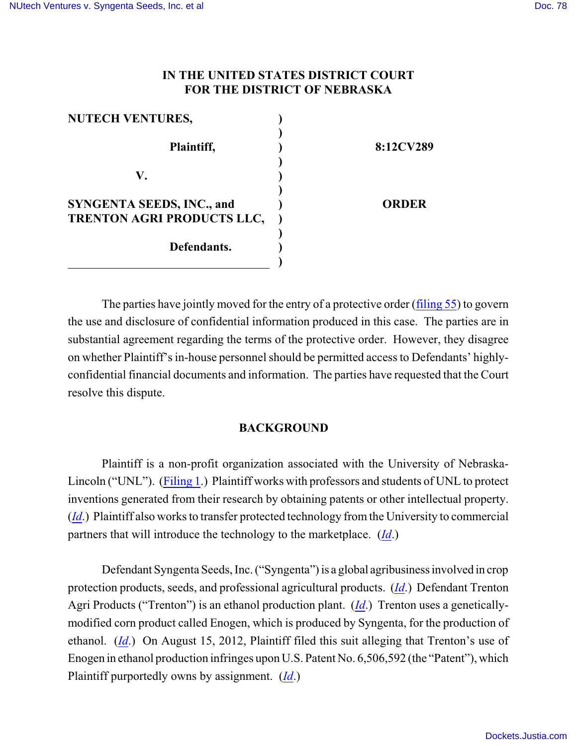**IN THE UNITED STATES DISTRICT COURT**
**FOR THE DISTRICT OF NEBRASKA**

| | | |
|---|---|---|
| **NUTECH VENTURES,** | ) | |
| | ) | |
| **Plaintiff,** | ) | **8:12CV289** |
| | ) | |
| **V.** | ) | |
| | ) | |
| **SYNGENTA SEEDS, INC., and TRENTON AGRI PRODUCTS LLC,** | ) | **ORDER** |
| | ) | |
| **Defendants.** | ) | |

The parties have jointly moved for the entry of a protective order (filing 55) to govern the use and disclosure of confidential information produced in this case. The parties are in substantial agreement regarding the terms of the protective order. However, they disagree on whether Plaintiff's in-house personnel should be permitted access to Defendants' highly-confidential financial documents and information. The parties have requested that the Court resolve this dispute.

## BACKGROUND

Plaintiff is a non-profit organization associated with the University of Nebraska-Lincoln ("UNL"). (Filing 1.) Plaintiff works with professors and students of UNL to protect inventions generated from their research by obtaining patents or other intellectual property. (*Id*.) Plaintiff also works to transfer protected technology from the University to commercial partners that will introduce the technology to the marketplace. (*Id*.)

Defendant Syngenta Seeds, Inc. ("Syngenta") is a global agribusiness involved in crop protection products, seeds, and professional agricultural products. (*Id*.) Defendant Trenton Agri Products ("Trenton") is an ethanol production plant. (*Id*.) Trenton uses a genetically-modified corn product called Enogen, which is produced by Syngenta, for the production of ethanol. (*Id*.) On August 15, 2012, Plaintiff filed this suit alleging that Trenton's use of Enogen in ethanol production infringes upon U.S. Patent No. 6,506,592 (the "Patent"), which Plaintiff purportedly owns by assignment. (*Id*.)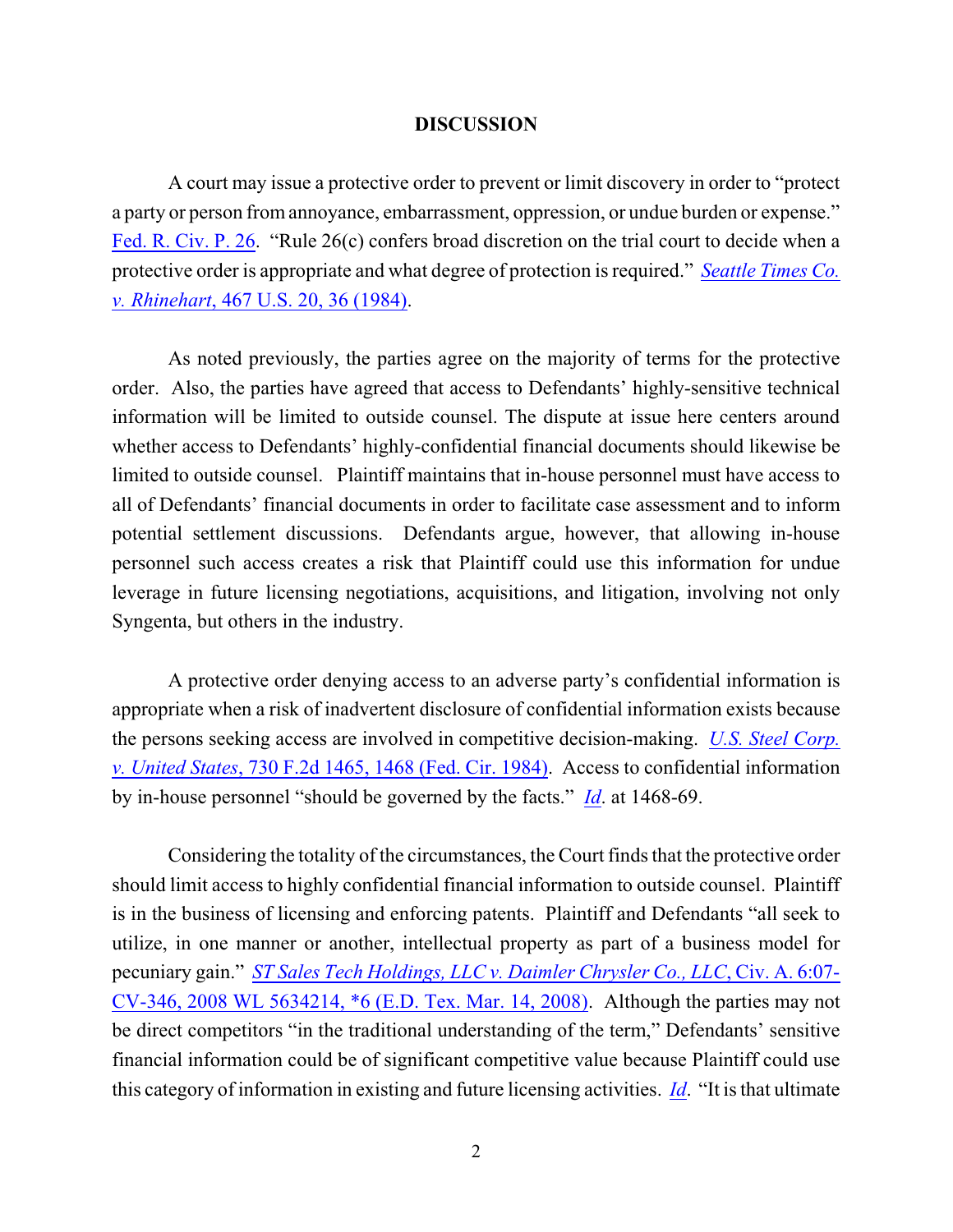## DISCUSSION

A court may issue a protective order to prevent or limit discovery in order to "protect a party or person from annoyance, embarrassment, oppression, or undue burden or expense." Fed. R. Civ. P. 26. "Rule 26(c) confers broad discretion on the trial court to decide when a protective order is appropriate and what degree of protection is required." *Seattle Times Co. v. Rhinehart*, 467 U.S. 20, 36 (1984).

As noted previously, the parties agree on the majority of terms for the protective order. Also, the parties have agreed that access to Defendants' highly-sensitive technical information will be limited to outside counsel. The dispute at issue here centers around whether access to Defendants' highly-confidential financial documents should likewise be limited to outside counsel. Plaintiff maintains that in-house personnel must have access to all of Defendants' financial documents in order to facilitate case assessment and to inform potential settlement discussions. Defendants argue, however, that allowing in-house personnel such access creates a risk that Plaintiff could use this information for undue leverage in future licensing negotiations, acquisitions, and litigation, involving not only Syngenta, but others in the industry.

A protective order denying access to an adverse party's confidential information is appropriate when a risk of inadvertent disclosure of confidential information exists because the persons seeking access are involved in competitive decision-making. *U.S. Steel Corp. v. United States*, 730 F.2d 1465, 1468 (Fed. Cir. 1984). Access to confidential information by in-house personnel "should be governed by the facts." *Id*. at 1468-69.

Considering the totality of the circumstances, the Court finds that the protective order should limit access to highly confidential financial information to outside counsel. Plaintiff is in the business of licensing and enforcing patents. Plaintiff and Defendants "all seek to utilize, in one manner or another, intellectual property as part of a business model for pecuniary gain." *ST Sales Tech Holdings, LLC v. Daimler Chrysler Co., LLC*, Civ. A. 6:07-CV-346, 2008 WL 5634214, *6 (E.D. Tex. Mar. 14, 2008). Although the parties may not be direct competitors "in the traditional understanding of the term," Defendants' sensitive financial information could be of significant competitive value because Plaintiff could use this category of information in existing and future licensing activities. *Id*. "It is that ultimate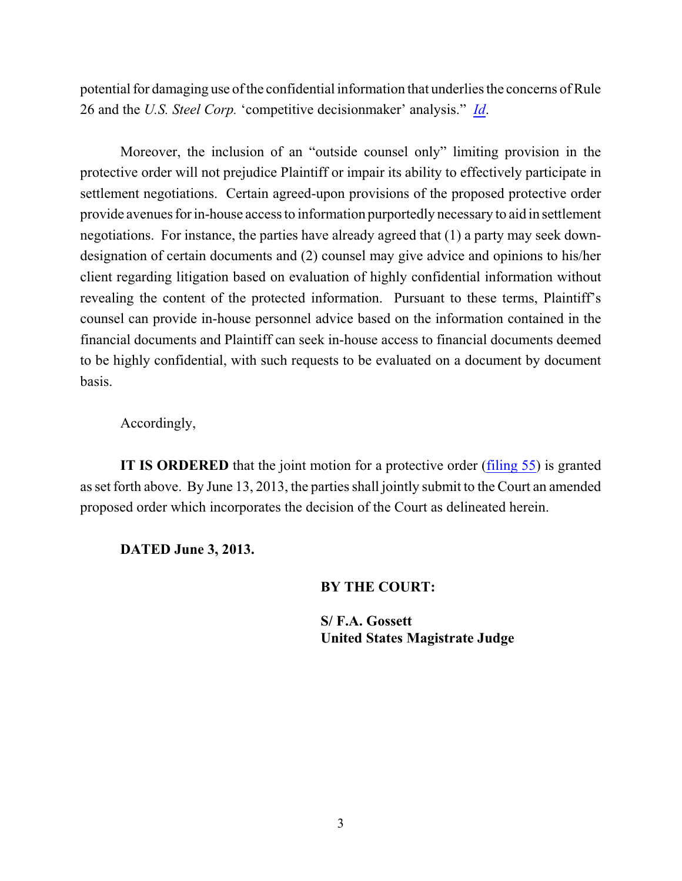potential for damaging use of the confidential information that underlies the concerns of Rule 26 and the *U.S. Steel Corp.* 'competitive decisionmaker' analysis." *Id*.

Moreover, the inclusion of an "outside counsel only" limiting provision in the protective order will not prejudice Plaintiff or impair its ability to effectively participate in settlement negotiations. Certain agreed-upon provisions of the proposed protective order provide avenues for in-house access to information purportedly necessary to aid in settlement negotiations. For instance, the parties have already agreed that (1) a party may seek down-designation of certain documents and (2) counsel may give advice and opinions to his/her client regarding litigation based on evaluation of highly confidential information without revealing the content of the protected information. Pursuant to these terms, Plaintiff's counsel can provide in-house personnel advice based on the information contained in the financial documents and Plaintiff can seek in-house access to financial documents deemed to be highly confidential, with such requests to be evaluated on a document by document basis.

Accordingly,

**IT IS ORDERED** that the joint motion for a protective order (filing 55) is granted as set forth above. By June 13, 2013, the parties shall jointly submit to the Court an amended proposed order which incorporates the decision of the Court as delineated herein.

**DATED June 3, 2013.**

**BY THE COURT:**

**S/ F.A. Gossett**
**United States Magistrate Judge**